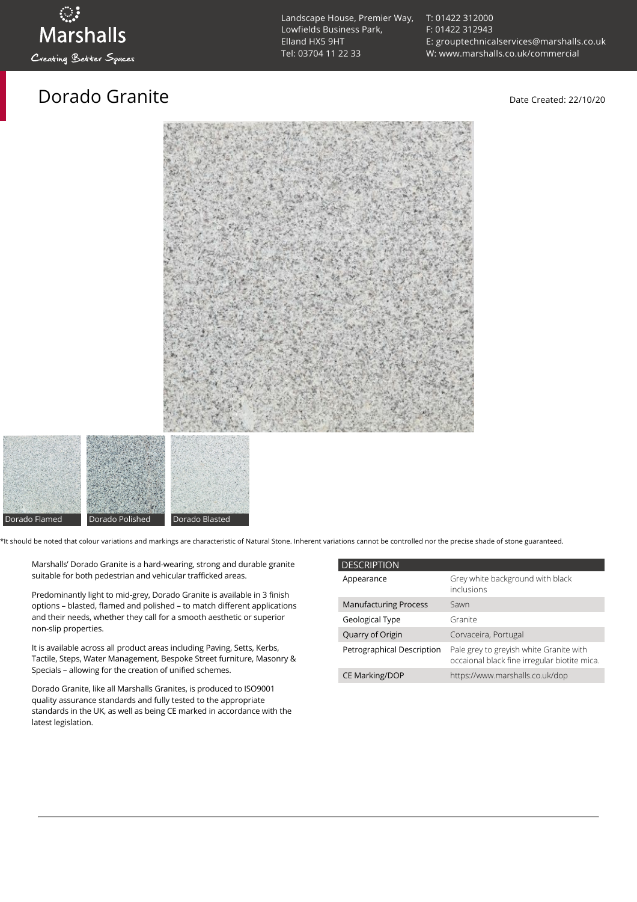Marshalls

Creating Better Spaces

Landscape House, Premier Way,
Lowfields Business Park,
Elland HX5 9HT
Tel: 03704 11 22 33

T: 01422 312000
F: 01422 312943
E: grouptechnicalservices@marshalls.co.uk
W: www.marshalls.co.uk/commercial

# Dorado Granite

Date Created: 22/10/20

Dorado Flamed

Dorado Polished

Dorado Blasted

*It should be noted that colour variations and markings are characteristic of Natural Stone. Inherent variations cannot be controlled nor the precise shade of stone guaranteed.

Marshalls' Dorado Granite is a hard-wearing, strong and durable granite suitable for both pedestrian and vehicular trafficked areas.

Predominantly light to mid-grey, Dorado Granite is available in 3 finish options – blasted, flamed and polished – to match different applications and their needs, whether they call for a smooth aesthetic or superior non-slip properties.

It is available across all product areas including Paving, Setts, Kerbs, Tactile, Steps, Water Management, Bespoke Street furniture, Masonry & Specials – allowing for the creation of unified schemes.

Dorado Granite, like all Marshalls Granites, is produced to ISO9001 quality assurance standards and fully tested to the appropriate standards in the UK, as well as being CE marked in accordance with the latest legislation.

| DESCRIPTION | |
|---|---|
| Appearance | Grey white background with black inclusions |
| Manufacturing Process | Sawn |
| Geological Type | Granite |
| Quarry of Origin | Corvaceira, Portugal |
| Petrographical Description | Pale grey to greyish white Granite with occaional black fine irregular biotite mica. |
| CE Marking/DOP | https://www.marshalls.co.uk/dop |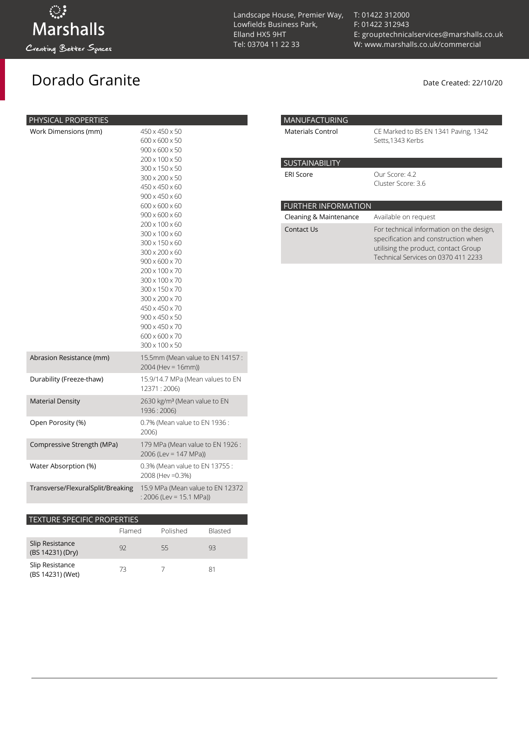Marshalls

Creating Better Spaces

Landscape House, Premier Way,
Lowfields Business Park,
Elland HX5 9HT
Tel: 03704 11 22 33

T: 01422 312000
F: 01422 312943
E: grouptechnicalservices@marshalls.co.uk
W: www.marshalls.co.uk/commercial

# Dorado Granite

Date Created: 22/10/20

| PHYSICAL PROPERTIES | |
|---|---|
| Work Dimensions (mm) | 450 x 450 x 50<br>600 x 600 x 50<br>900 x 600 x 50<br>200 x 100 x 50<br>300 x 150 x 50<br>300 x 200 x 50<br>450 x 450 x 60<br>900 x 450 x 60<br>600 x 600 x 60<br>900 x 600 x 60<br>200 x 100 x 60<br>300 x 100 x 60<br>300 x 150 x 60<br>300 x 200 x 60<br>900 x 600 x 70<br>200 x 100 x 70<br>300 x 100 x 70<br>300 x 150 x 70<br>300 x 200 x 70<br>450 x 450 x 70<br>900 x 450 x 50<br>900 x 450 x 70<br>600 x 600 x 70<br>300 x 100 x 50 |
| Abrasion Resistance (mm) | 15.5mm (Mean value to EN 14157 : 2004 (Hev = 16mm)) |
| Durability (Freeze-thaw) | 15.9/14.7 MPa (Mean values to EN 12371 : 2006) |
| Material Density | 2630 kg/m³ (Mean value to EN 1936 : 2006) |
| Open Porosity (%) | 0.7% (Mean value to EN 1936 : 2006) |
| Compressive Strength (MPa) | 179 MPa (Mean value to EN 1926 : 2006 (Lev = 147 MPa)) |
| Water Absorption (%) | 0.3% (Mean value to EN 13755 : 2008 (Hev =0.3%) |
| Transverse/FlexuralSplit/Breaking | 15.9 MPa (Mean value to EN 12372 : 2006 (Lev = 15.1 MPa)) |

| TEXTURE SPECIFIC PROPERTIES | Flamed | Polished | Blasted |
|---|---|---|---|
| Slip Resistance (BS 14231) (Dry) | 92 | 55 | 93 |
| Slip Resistance (BS 14231) (Wet) | 73 | 7 | 81 |

| MANUFACTURING | |
|---|---|
| Materials Control | CE Marked to BS EN 1341 Paving, 1342 Setts,1343 Kerbs |

| SUSTAINABILITY | |
|---|---|
| ERI Score | Our Score: 4.2<br>Cluster Score: 3.6 |

| FURTHER INFORMATION | |
|---|---|
| Cleaning & Maintenance | Available on request |
| Contact Us | For technical information on the design, specification and construction when utilising the product, contact Group Technical Services on 0370 411 2233 |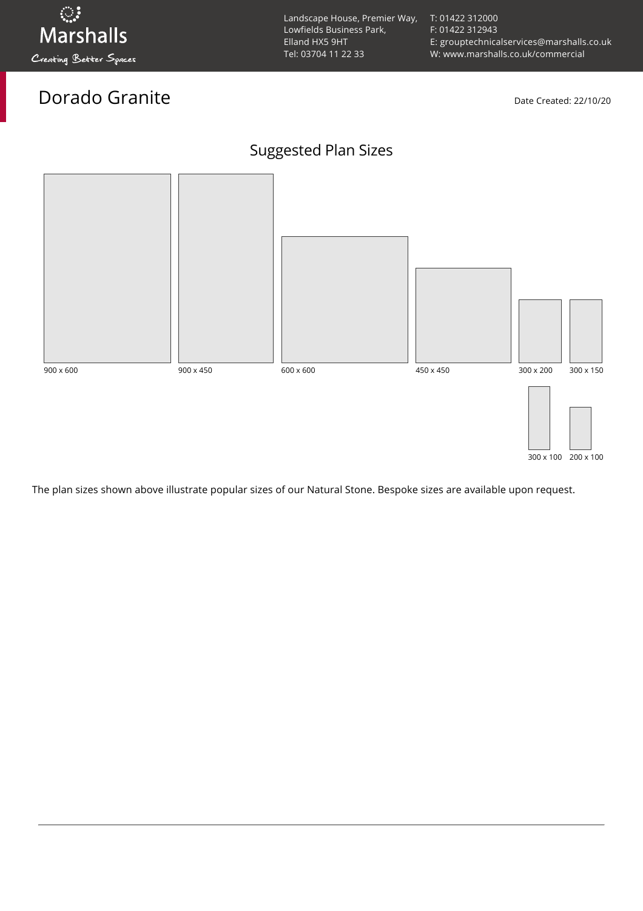# Dorado Granite

Date Created: 22/10/20

## Suggested Plan Sizes

900 x 600

900 x 450

600 x 600

450 x 450

300 x 200

300 x 150

300 x 100

200 x 100

The plan sizes shown above illustrate popular sizes of our Natural Stone. Bespoke sizes are available upon request.